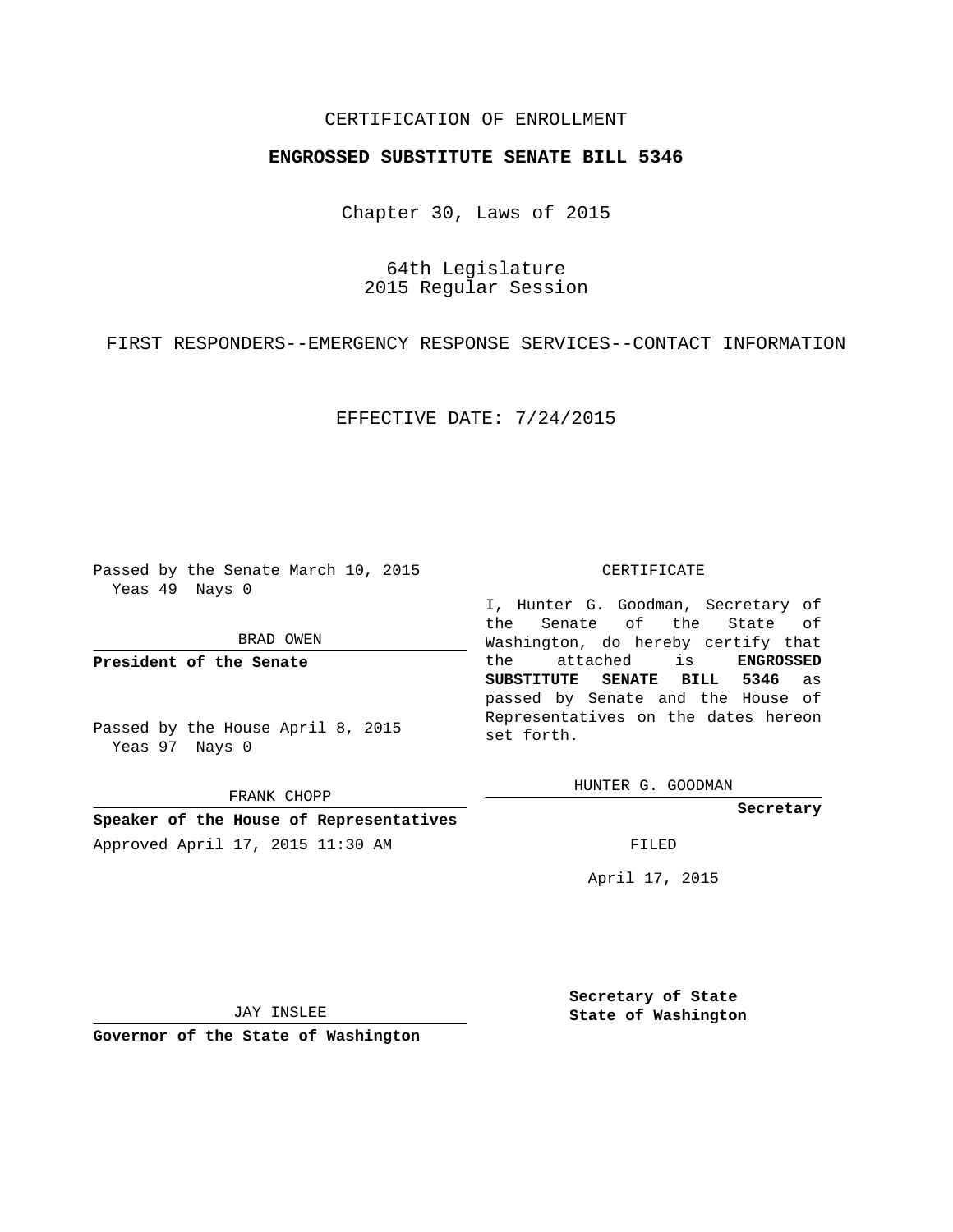CERTIFICATION OF ENROLLMENT

**ENGROSSED SUBSTITUTE SENATE BILL 5346**

Chapter 30, Laws of 2015

64th Legislature
2015 Regular Session

FIRST RESPONDERS--EMERGENCY RESPONSE SERVICES--CONTACT INFORMATION

EFFECTIVE DATE: 7/24/2015

Passed by the Senate March 10, 2015
Yeas 49 Nays 0

BRAD OWEN

**President of the Senate**

Passed by the House April 8, 2015
Yeas 97 Nays 0

FRANK CHOPP

**Speaker of the House of Representatives**

Approved April 17, 2015 11:30 AM

JAY INSLEE

**Governor of the State of Washington**

CERTIFICATE

I, Hunter G. Goodman, Secretary of the Senate of the State of Washington, do hereby certify that the attached is **ENGROSSED SUBSTITUTE SENATE BILL 5346** as passed by Senate and the House of Representatives on the dates hereon set forth.

HUNTER G. GOODMAN

**Secretary**

FILED

April 17, 2015

**Secretary of State**
**State of Washington**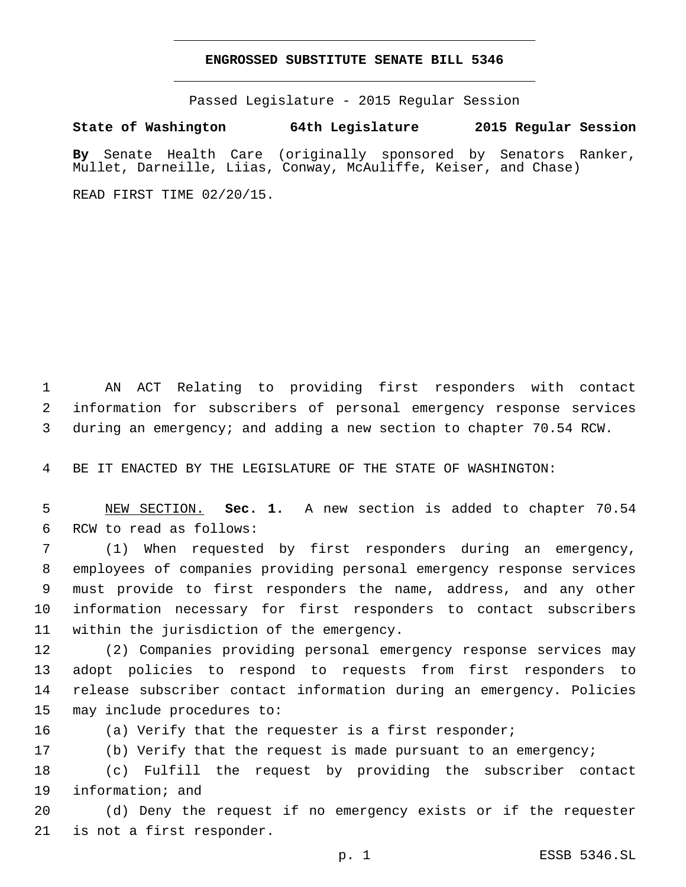# ENGROSSED SUBSTITUTE SENATE BILL 5346

Passed Legislature - 2015 Regular Session

**State of Washington 64th Legislature 2015 Regular Session**

**By** Senate Health Care (originally sponsored by Senators Ranker, Mullet, Darneille, Liias, Conway, McAuliffe, Keiser, and Chase)

READ FIRST TIME 02/20/15.

AN ACT Relating to providing first responders with contact information for subscribers of personal emergency response services during an emergency; and adding a new section to chapter 70.54 RCW.

BE IT ENACTED BY THE LEGISLATURE OF THE STATE OF WASHINGTON:

NEW SECTION. **Sec. 1.** A new section is added to chapter 70.54 RCW to read as follows:

(1) When requested by first responders during an emergency, employees of companies providing personal emergency response services must provide to first responders the name, address, and any other information necessary for first responders to contact subscribers within the jurisdiction of the emergency.

(2) Companies providing personal emergency response services may adopt policies to respond to requests from first responders to release subscriber contact information during an emergency. Policies may include procedures to:

(a) Verify that the requester is a first responder;

(b) Verify that the request is made pursuant to an emergency;

(c) Fulfill the request by providing the subscriber contact information; and

(d) Deny the request if no emergency exists or if the requester is not a first responder.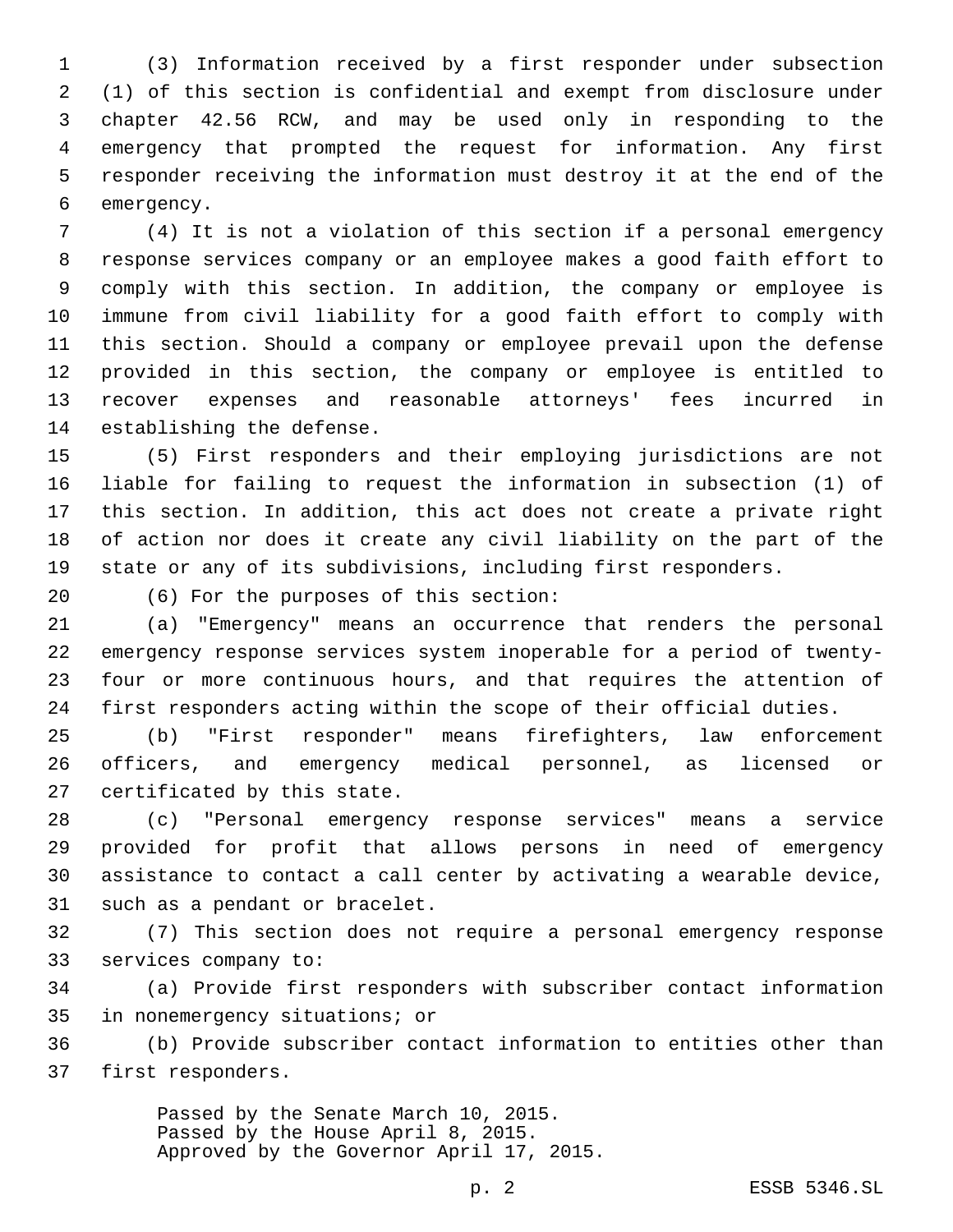(3) Information received by a first responder under subsection (1) of this section is confidential and exempt from disclosure under chapter 42.56 RCW, and may be used only in responding to the emergency that prompted the request for information. Any first responder receiving the information must destroy it at the end of the emergency.

(4) It is not a violation of this section if a personal emergency response services company or an employee makes a good faith effort to comply with this section. In addition, the company or employee is immune from civil liability for a good faith effort to comply with this section. Should a company or employee prevail upon the defense provided in this section, the company or employee is entitled to recover expenses and reasonable attorneys' fees incurred in establishing the defense.

(5) First responders and their employing jurisdictions are not liable for failing to request the information in subsection (1) of this section. In addition, this act does not create a private right of action nor does it create any civil liability on the part of the state or any of its subdivisions, including first responders.

(6) For the purposes of this section:

(a) "Emergency" means an occurrence that renders the personal emergency response services system inoperable for a period of twenty-four or more continuous hours, and that requires the attention of first responders acting within the scope of their official duties.

(b) "First responder" means firefighters, law enforcement officers, and emergency medical personnel, as licensed or certificated by this state.

(c) "Personal emergency response services" means a service provided for profit that allows persons in need of emergency assistance to contact a call center by activating a wearable device, such as a pendant or bracelet.

(7) This section does not require a personal emergency response services company to:

(a) Provide first responders with subscriber contact information in nonemergency situations; or

(b) Provide subscriber contact information to entities other than first responders.

Passed by the Senate March 10, 2015.
Passed by the House April 8, 2015.
Approved by the Governor April 17, 2015.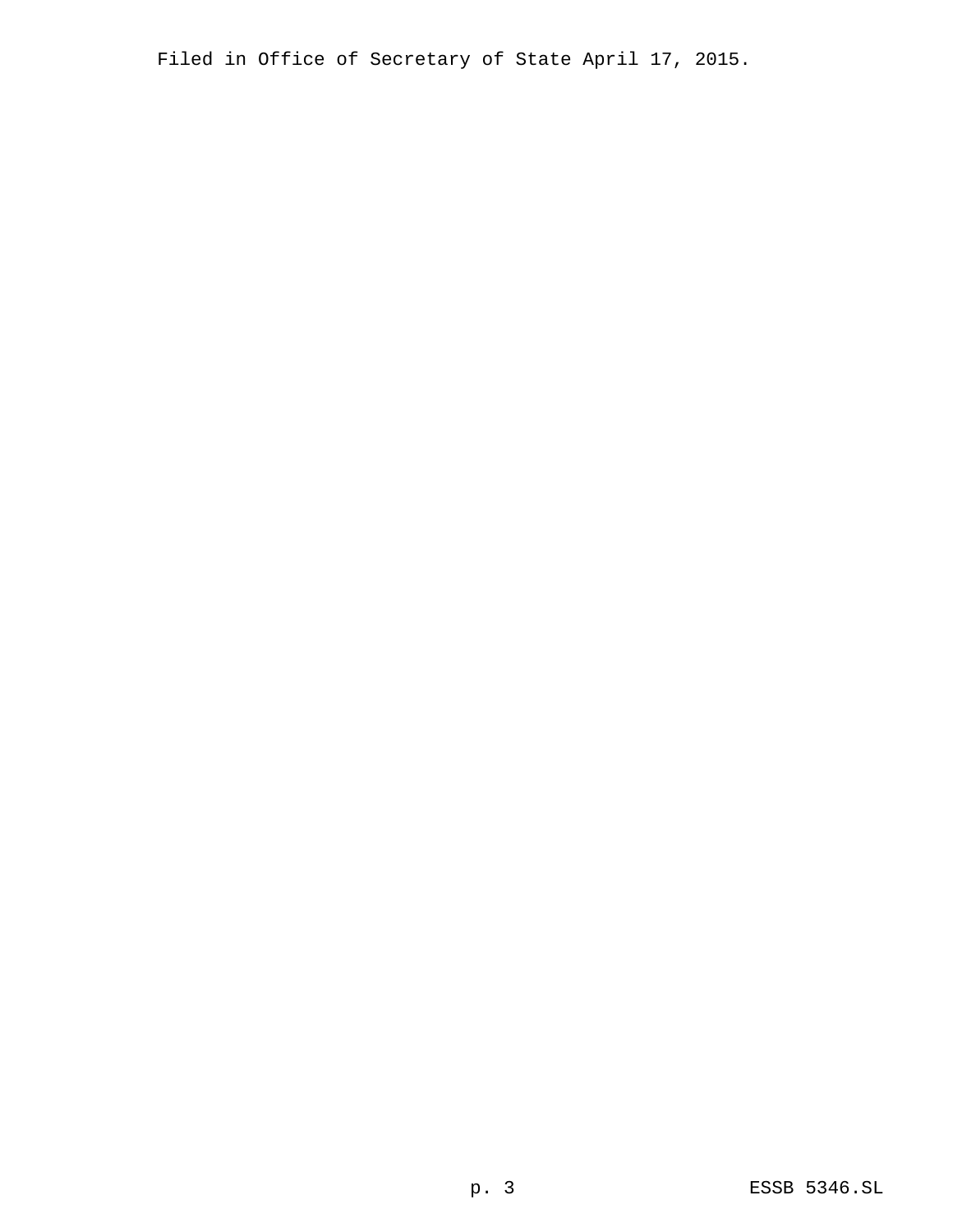Filed in Office of Secretary of State April 17, 2015.